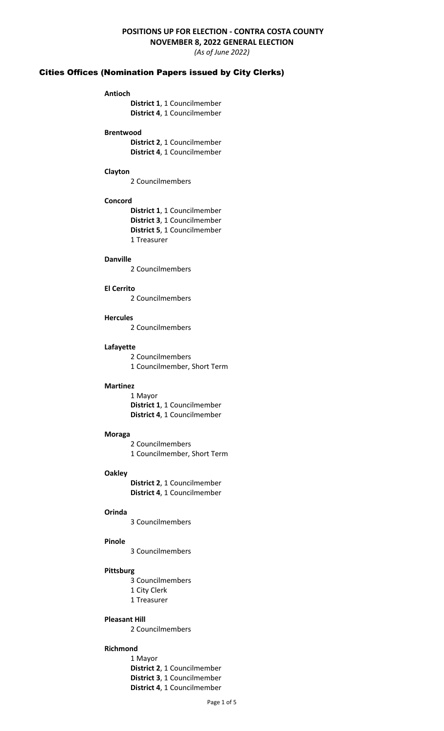# POSITIONS UP FOR ELECTION - CONTRA COSTA COUNTY

## NOVEMBER 8, 2022 GENERAL ELECTION

*(As of June 2022)*

## Cities Offices (Nomination Papers issued by City Clerks)

**Antioch**

- **District 1**, 1 Councilmember
- **District 4**, 1 Councilmember

**Brentwood**

- **District 2**, 1 Councilmember
- **District 4**, 1 Councilmember

**Clayton**

- 2 Councilmembers

**Concord**

- **District 1**, 1 Councilmember
- **District 3**, 1 Councilmember
- **District 5**, 1 Councilmember
- 1 Treasurer

**Danville**

- 2 Councilmembers

**El Cerrito**

- 2 Councilmembers

**Hercules**

- 2 Councilmembers

**Lafayette**

- 2 Councilmembers
- 1 Councilmember, Short Term

**Martinez**

- 1 Mayor
- **District 1**, 1 Councilmember
- **District 4**, 1 Councilmember

**Moraga**

- 2 Councilmembers
- 1 Councilmember, Short Term

**Oakley**

- **District 2**, 1 Councilmember
- **District 4**, 1 Councilmember

**Orinda**

- 3 Councilmembers

**Pinole**

- 3 Councilmembers

**Pittsburg**

- 3 Councilmembers
- 1 City Clerk
- 1 Treasurer

**Pleasant Hill**

- 2 Councilmembers

**Richmond**

- 1 Mayor
- **District 2**, 1 Councilmember
- **District 3**, 1 Councilmember
- **District 4**, 1 Councilmember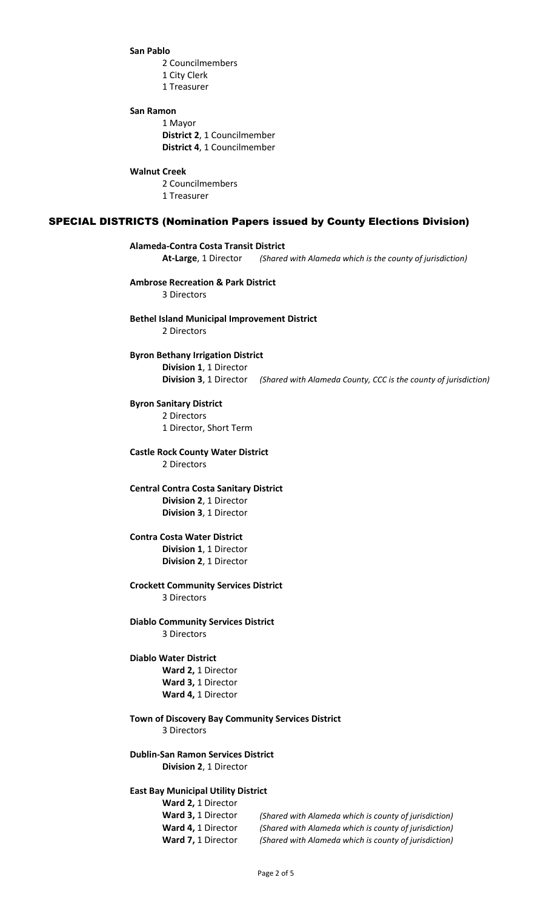**San Pablo**

2 Councilmembers
1 City Clerk
1 Treasurer

**San Ramon**

1 Mayor
**District 2**, 1 Councilmember
**District 4**, 1 Councilmember

**Walnut Creek**

2 Councilmembers
1 Treasurer

## SPECIAL DISTRICTS (Nomination Papers issued by County Elections Division)

**Alameda-Contra Costa Transit District**

**At-Large**, 1 Director *(Shared with Alameda which is the county of jurisdiction)*

**Ambrose Recreation & Park District**

3 Directors

**Bethel Island Municipal Improvement District**

2 Directors

**Byron Bethany Irrigation District**

**Division 1**, 1 Director
**Division 3**, 1 Director *(Shared with Alameda County, CCC is the county of jurisdiction)*

**Byron Sanitary District**

2 Directors
1 Director, Short Term

**Castle Rock County Water District**

2 Directors

**Central Contra Costa Sanitary District**

**Division 2**, 1 Director
**Division 3**, 1 Director

**Contra Costa Water District**

**Division 1**, 1 Director
**Division 2**, 1 Director

**Crockett Community Services District**

3 Directors

**Diablo Community Services District**

3 Directors

**Diablo Water District**

**Ward 2,** 1 Director
**Ward 3,** 1 Director
**Ward 4,** 1 Director

**Town of Discovery Bay Community Services District**

3 Directors

**Dublin-San Ramon Services District**

**Division 2**, 1 Director

**East Bay Municipal Utility District**

**Ward 2,** 1 Director
**Ward 3,** 1 Director *(Shared with Alameda which is county of jurisdiction)*
**Ward 4,** 1 Director *(Shared with Alameda which is county of jurisdiction)*
**Ward 7,** 1 Director *(Shared with Alameda which is county of jurisdiction)*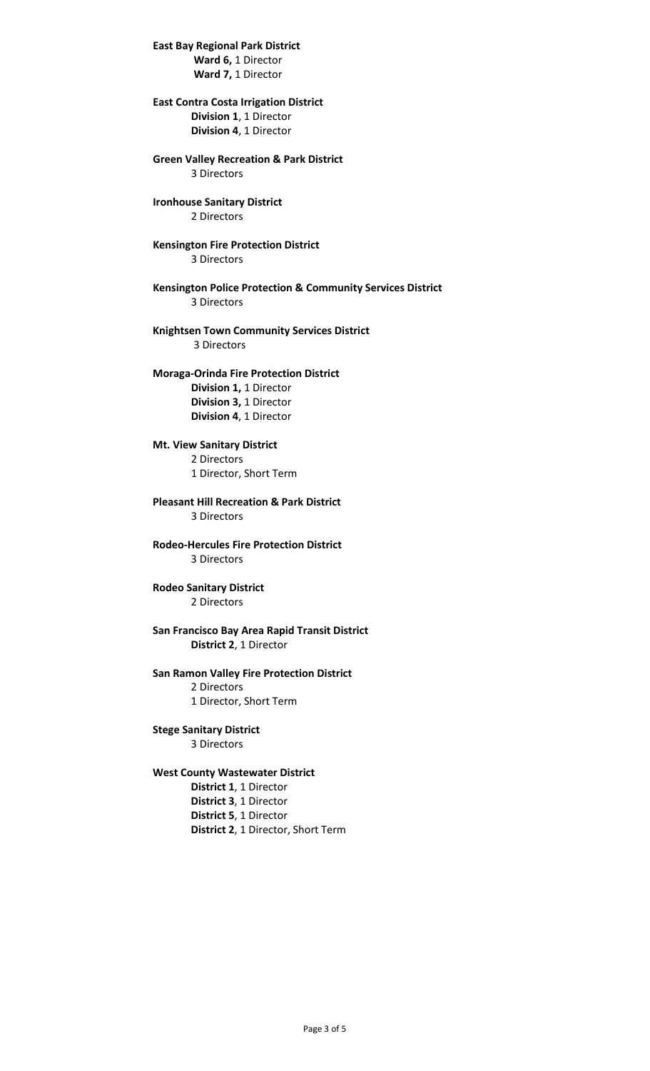**East Bay Regional Park District**

**Ward 6,** 1 Director
**Ward 7,** 1 Director

**East Contra Costa Irrigation District**

**Division 1**, 1 Director
**Division 4**, 1 Director

**Green Valley Recreation & Park District**

3 Directors

**Ironhouse Sanitary District**

2 Directors

**Kensington Fire Protection District**

3 Directors

**Kensington Police Protection & Community Services District**

3 Directors

**Knightsen Town Community Services District**

3 Directors

**Moraga-Orinda Fire Protection District**

**Division 1,** 1 Director
**Division 3,** 1 Director
**Division 4**, 1 Director

**Mt. View Sanitary District**

2 Directors
1 Director, Short Term

**Pleasant Hill Recreation & Park District**

3 Directors

**Rodeo-Hercules Fire Protection District**

3 Directors

**Rodeo Sanitary District**

2 Directors

**San Francisco Bay Area Rapid Transit District**

**District 2**, 1 Director

**San Ramon Valley Fire Protection District**

2 Directors
1 Director, Short Term

**Stege Sanitary District**

3 Directors

**West County Wastewater District**

**District 1**, 1 Director
**District 3**, 1 Director
**District 5**, 1 Director
**District 2**, 1 Director, Short Term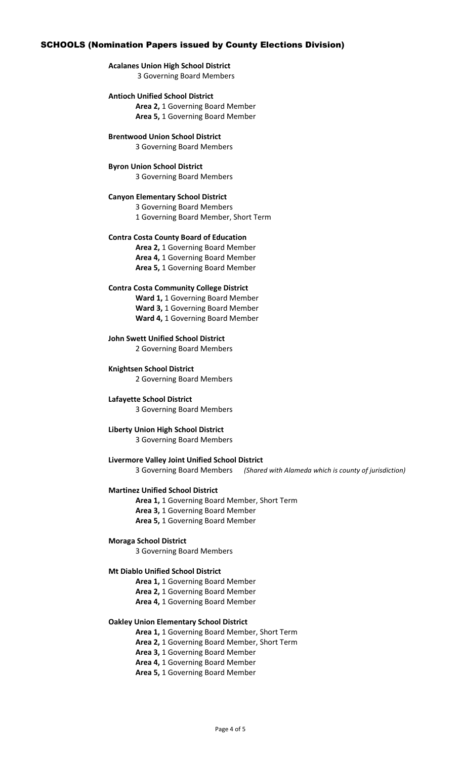## SCHOOLS (Nomination Papers issued by County Elections Division)

**Acalanes Union High School District**
3 Governing Board Members

**Antioch Unified School District**
**Area 2,** 1 Governing Board Member
**Area 5,** 1 Governing Board Member

**Brentwood Union School District**
3 Governing Board Members

**Byron Union School District**
3 Governing Board Members

**Canyon Elementary School District**
3 Governing Board Members
1 Governing Board Member, Short Term

**Contra Costa County Board of Education**
**Area 2,** 1 Governing Board Member
**Area 4,** 1 Governing Board Member
**Area 5,** 1 Governing Board Member

**Contra Costa Community College District**
**Ward 1,** 1 Governing Board Member
**Ward 3,** 1 Governing Board Member
**Ward 4,** 1 Governing Board Member

**John Swett Unified School District**
2 Governing Board Members

**Knightsen School District**
2 Governing Board Members

**Lafayette School District**
3 Governing Board Members

**Liberty Union High School District**
3 Governing Board Members

**Livermore Valley Joint Unified School District**
3 Governing Board Members *(Shared with Alameda which is county of jurisdiction)*

**Martinez Unified School District**
**Area 1,** 1 Governing Board Member, Short Term
**Area 3,** 1 Governing Board Member
**Area 5,** 1 Governing Board Member

**Moraga School District**
3 Governing Board Members

**Mt Diablo Unified School District**
**Area 1,** 1 Governing Board Member
**Area 2,** 1 Governing Board Member
**Area 4,** 1 Governing Board Member

**Oakley Union Elementary School District**
**Area 1,** 1 Governing Board Member, Short Term
**Area 2,** 1 Governing Board Member, Short Term
**Area 3,** 1 Governing Board Member
**Area 4,** 1 Governing Board Member
**Area 5,** 1 Governing Board Member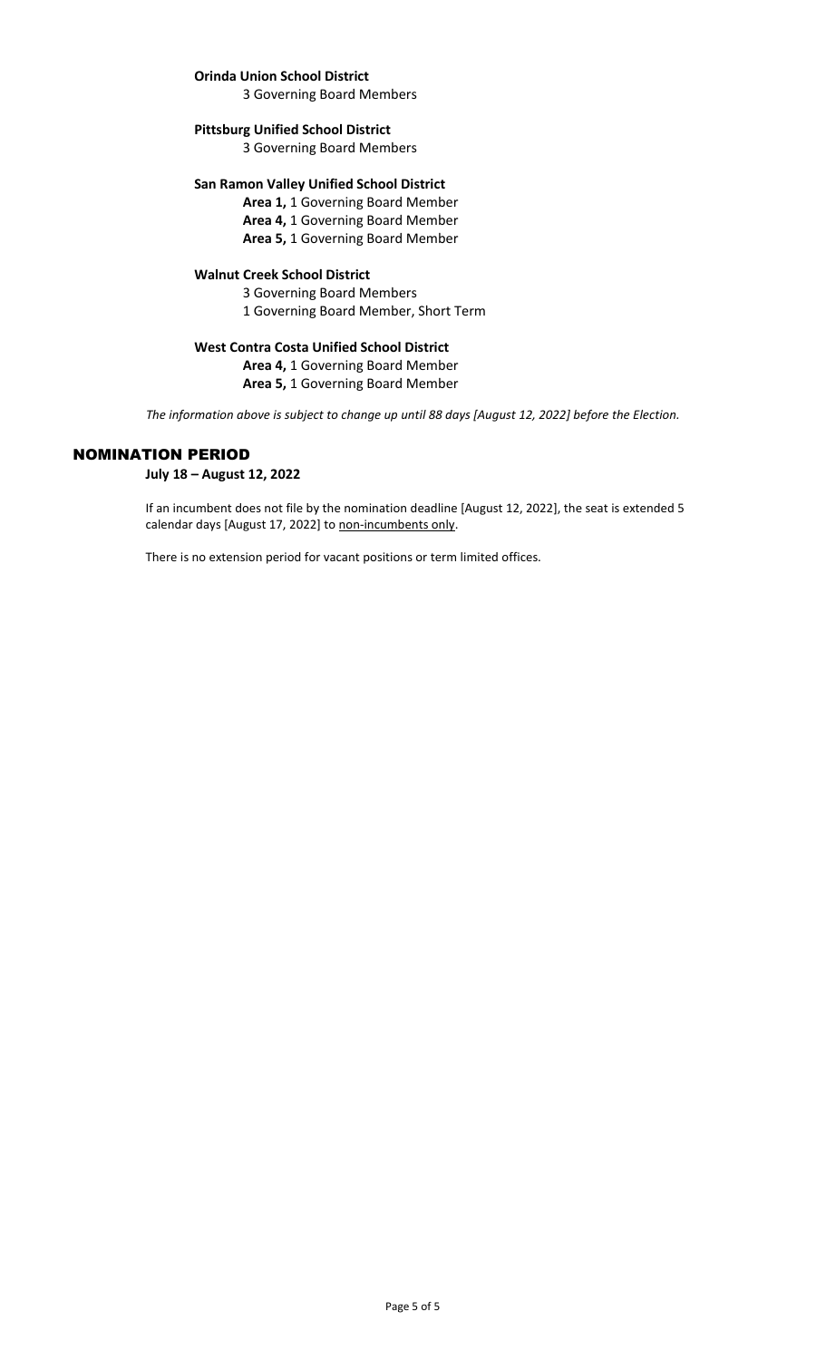**Orinda Union School District**

3 Governing Board Members

**Pittsburg Unified School District**

3 Governing Board Members

**San Ramon Valley Unified School District**

**Area 1,** 1 Governing Board Member
**Area 4,** 1 Governing Board Member
**Area 5,** 1 Governing Board Member

**Walnut Creek School District**

3 Governing Board Members
1 Governing Board Member, Short Term

**West Contra Costa Unified School District**

**Area 4,** 1 Governing Board Member
**Area 5,** 1 Governing Board Member

*The information above is subject to change up until 88 days [August 12, 2022] before the Election.*

## NOMINATION PERIOD

**July 18 – August 12, 2022**

If an incumbent does not file by the nomination deadline [August 12, 2022], the seat is extended 5 calendar days [August 17, 2022] to <u>non-incumbents only</u>.

There is no extension period for vacant positions or term limited offices.